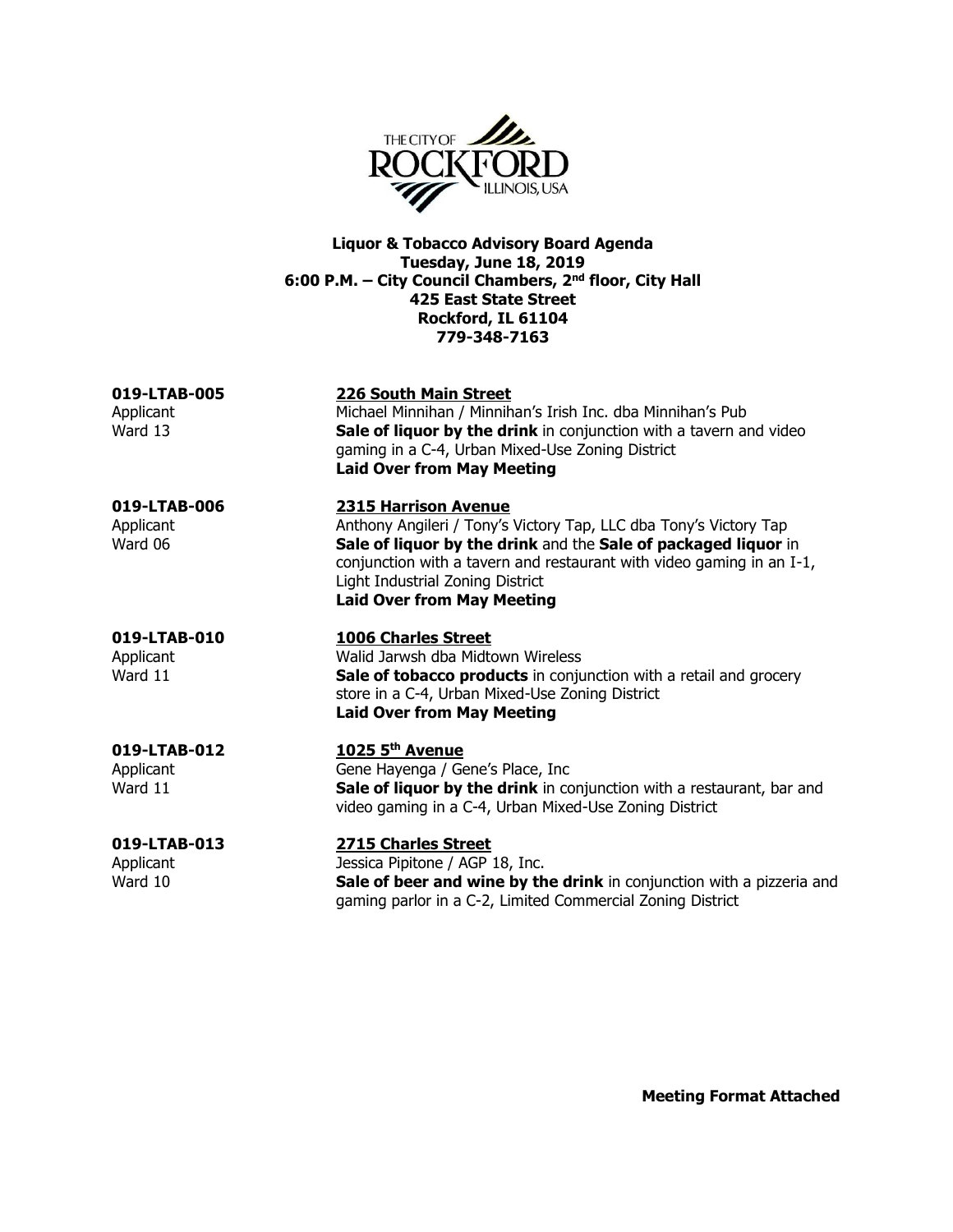THE CITY OF ROCKFORD ILLINOIS, USA

**Liquor & Tobacco Advisory Board Agenda**
**Tuesday, June 18, 2019**
**6:00 P.M. – City Council Chambers, 2nd floor, City Hall**
**425 East State Street**
**Rockford, IL 61104**
**779-348-7163**

**019-LTAB-005**
Applicant
Ward 13

**226 South Main Street**
Michael Minnihan / Minnihan's Irish Inc. dba Minnihan's Pub
**Sale of liquor by the drink** in conjunction with a tavern and video gaming in a C-4, Urban Mixed-Use Zoning District
**Laid Over from May Meeting**

**019-LTAB-006**
Applicant
Ward 06

**2315 Harrison Avenue**
Anthony Angileri / Tony's Victory Tap, LLC dba Tony's Victory Tap
**Sale of liquor by the drink** and the **Sale of packaged liquor** in conjunction with a tavern and restaurant with video gaming in an I-1, Light Industrial Zoning District
**Laid Over from May Meeting**

**019-LTAB-010**
Applicant
Ward 11

**1006 Charles Street**
Walid Jarwsh dba Midtown Wireless
**Sale of tobacco products** in conjunction with a retail and grocery store in a C-4, Urban Mixed-Use Zoning District
**Laid Over from May Meeting**

**019-LTAB-012**
Applicant
Ward 11

**1025 5th Avenue**
Gene Hayenga / Gene's Place, Inc
**Sale of liquor by the drink** in conjunction with a restaurant, bar and video gaming in a C-4, Urban Mixed-Use Zoning District

**019-LTAB-013**
Applicant
Ward 10

**2715 Charles Street**
Jessica Pipitone / AGP 18, Inc.
**Sale of beer and wine by the drink** in conjunction with a pizzeria and gaming parlor in a C-2, Limited Commercial Zoning District

**Meeting Format Attached**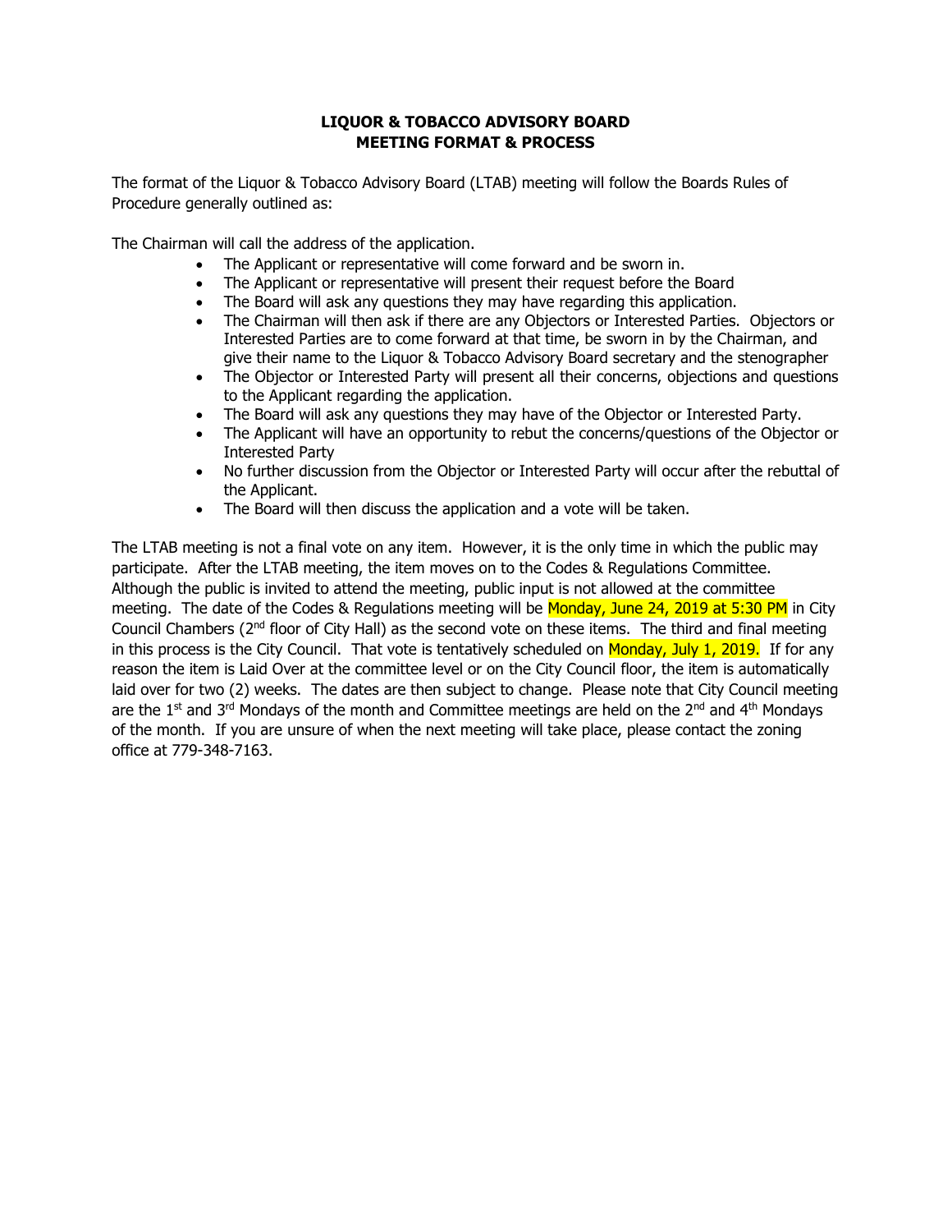**LIQUOR & TOBACCO ADVISORY BOARD**
**MEETING FORMAT & PROCESS**

The format of the Liquor & Tobacco Advisory Board (LTAB) meeting will follow the Boards Rules of Procedure generally outlined as:

The Chairman will call the address of the application.

- The Applicant or representative will come forward and be sworn in.
- The Applicant or representative will present their request before the Board
- The Board will ask any questions they may have regarding this application.
- The Chairman will then ask if there are any Objectors or Interested Parties. Objectors or Interested Parties are to come forward at that time, be sworn in by the Chairman, and give their name to the Liquor & Tobacco Advisory Board secretary and the stenographer
- The Objector or Interested Party will present all their concerns, objections and questions to the Applicant regarding the application.
- The Board will ask any questions they may have of the Objector or Interested Party.
- The Applicant will have an opportunity to rebut the concerns/questions of the Objector or Interested Party
- No further discussion from the Objector or Interested Party will occur after the rebuttal of the Applicant.
- The Board will then discuss the application and a vote will be taken.

The LTAB meeting is not a final vote on any item. However, it is the only time in which the public may participate. After the LTAB meeting, the item moves on to the Codes & Regulations Committee. Although the public is invited to attend the meeting, public input is not allowed at the committee meeting. The date of the Codes & Regulations meeting will be Monday, June 24, 2019 at 5:30 PM in City Council Chambers (2nd floor of City Hall) as the second vote on these items. The third and final meeting in this process is the City Council. That vote is tentatively scheduled on Monday, July 1, 2019. If for any reason the item is Laid Over at the committee level or on the City Council floor, the item is automatically laid over for two (2) weeks. The dates are then subject to change. Please note that City Council meeting are the 1st and 3rd Mondays of the month and Committee meetings are held on the 2nd and 4th Mondays of the month. If you are unsure of when the next meeting will take place, please contact the zoning office at 779-348-7163.